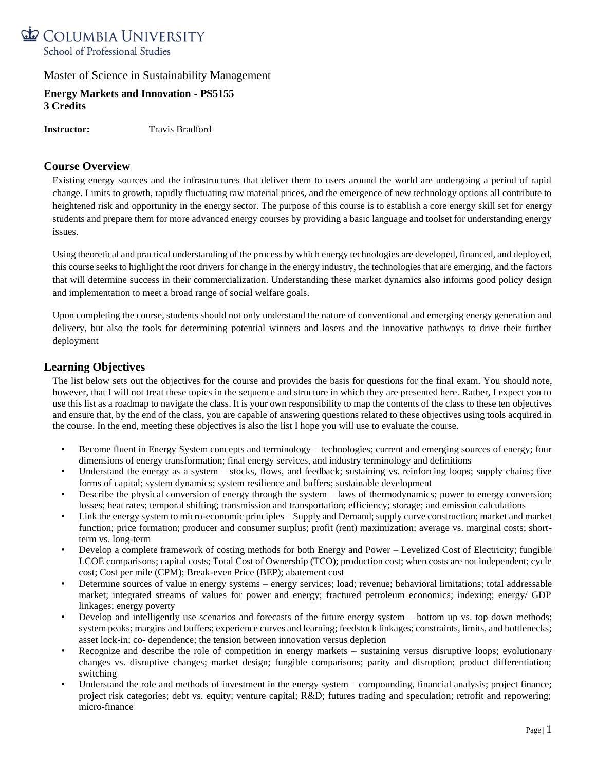COLUMBIA UNIVERSITY
School of Professional Studies

Master of Science in Sustainability Management

**Energy Markets and Innovation - PS5155**
**3 Credits**

**Instructor:** Travis Bradford

## Course Overview

Existing energy sources and the infrastructures that deliver them to users around the world are undergoing a period of rapid change. Limits to growth, rapidly fluctuating raw material prices, and the emergence of new technology options all contribute to heightened risk and opportunity in the energy sector. The purpose of this course is to establish a core energy skill set for energy students and prepare them for more advanced energy courses by providing a basic language and toolset for understanding energy issues.

Using theoretical and practical understanding of the process by which energy technologies are developed, financed, and deployed, this course seeks to highlight the root drivers for change in the energy industry, the technologies that are emerging, and the factors that will determine success in their commercialization. Understanding these market dynamics also informs good policy design and implementation to meet a broad range of social welfare goals.

Upon completing the course, students should not only understand the nature of conventional and emerging energy generation and delivery, but also the tools for determining potential winners and losers and the innovative pathways to drive their further deployment

## Learning Objectives

The list below sets out the objectives for the course and provides the basis for questions for the final exam. You should note, however, that I will not treat these topics in the sequence and structure in which they are presented here. Rather, I expect you to use this list as a roadmap to navigate the class. It is your own responsibility to map the contents of the class to these ten objectives and ensure that, by the end of the class, you are capable of answering questions related to these objectives using tools acquired in the course. In the end, meeting these objectives is also the list I hope you will use to evaluate the course.

- Become fluent in Energy System concepts and terminology – technologies; current and emerging sources of energy; four dimensions of energy transformation; final energy services, and industry terminology and definitions
- Understand the energy as a system – stocks, flows, and feedback; sustaining vs. reinforcing loops; supply chains; five forms of capital; system dynamics; system resilience and buffers; sustainable development
- Describe the physical conversion of energy through the system – laws of thermodynamics; power to energy conversion; losses; heat rates; temporal shifting; transmission and transportation; efficiency; storage; and emission calculations
- Link the energy system to micro-economic principles – Supply and Demand; supply curve construction; market and market function; price formation; producer and consumer surplus; profit (rent) maximization; average vs. marginal costs; short-term vs. long-term
- Develop a complete framework of costing methods for both Energy and Power – Levelized Cost of Electricity; fungible LCOE comparisons; capital costs; Total Cost of Ownership (TCO); production cost; when costs are not independent; cycle cost; Cost per mile (CPM); Break-even Price (BEP); abatement cost
- Determine sources of value in energy systems – energy services; load; revenue; behavioral limitations; total addressable market; integrated streams of values for power and energy; fractured petroleum economics; indexing; energy/ GDP linkages; energy poverty
- Develop and intelligently use scenarios and forecasts of the future energy system – bottom up vs. top down methods; system peaks; margins and buffers; experience curves and learning; feedstock linkages; constraints, limits, and bottlenecks; asset lock-in; co- dependence; the tension between innovation versus depletion
- Recognize and describe the role of competition in energy markets – sustaining versus disruptive loops; evolutionary changes vs. disruptive changes; market design; fungible comparisons; parity and disruption; product differentiation; switching
- Understand the role and methods of investment in the energy system – compounding, financial analysis; project finance; project risk categories; debt vs. equity; venture capital; R&D; futures trading and speculation; retrofit and repowering; micro-finance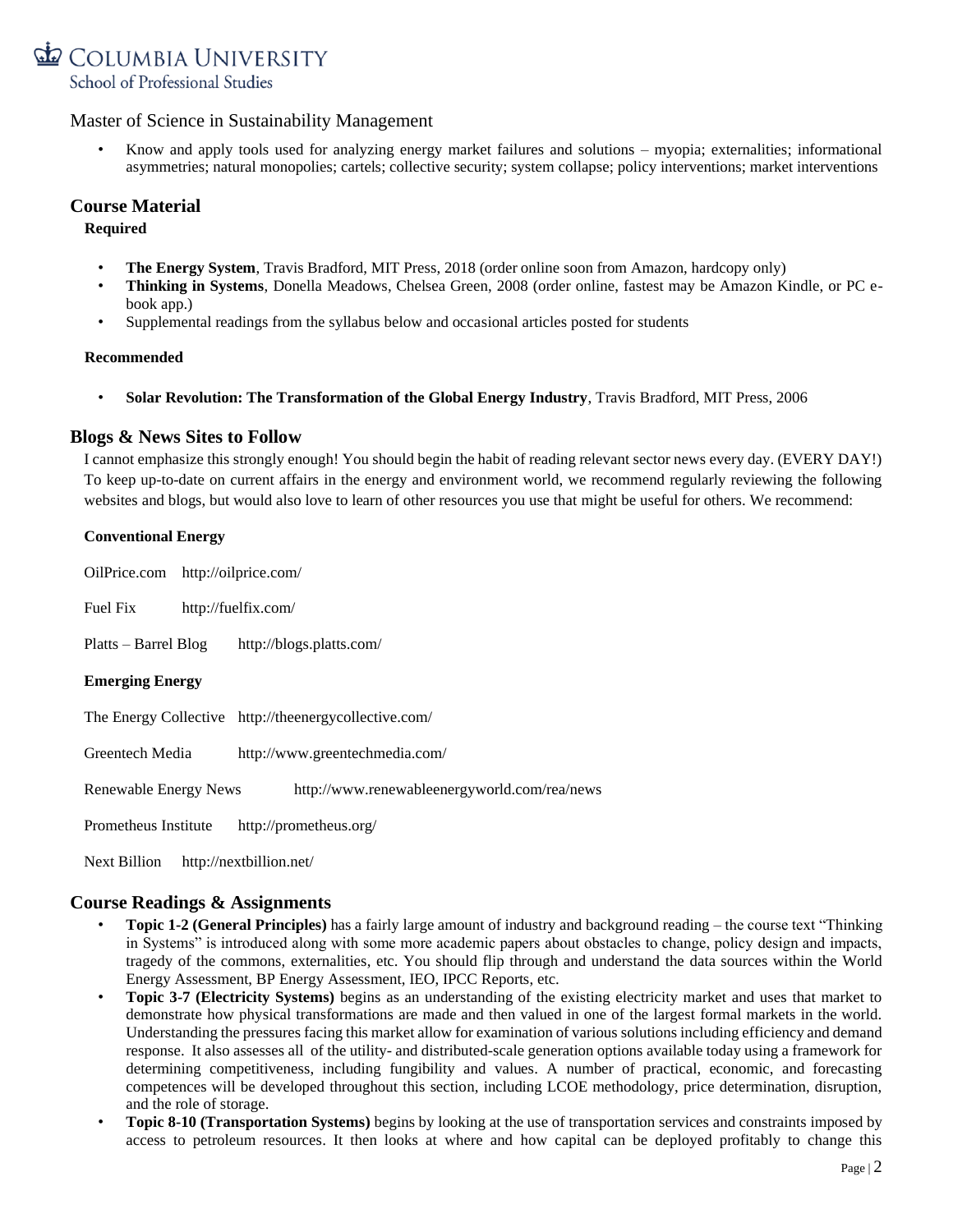- Know and apply tools used for analyzing energy market failures and solutions – myopia; externalities; informational asymmetries; natural monopolies; cartels; collective security; system collapse; policy interventions; market interventions

## Course Material

### Required

- **The Energy System**, Travis Bradford, MIT Press, 2018 (order online soon from Amazon, hardcopy only)
- **Thinking in Systems**, Donella Meadows, Chelsea Green, 2008 (order online, fastest may be Amazon Kindle, or PC e-book app.)
- Supplemental readings from the syllabus below and occasional articles posted for students

### Recommended

- **Solar Revolution: The Transformation of the Global Energy Industry**, Travis Bradford, MIT Press, 2006

## Blogs & News Sites to Follow

I cannot emphasize this strongly enough! You should begin the habit of reading relevant sector news every day. (EVERY DAY!) To keep up-to-date on current affairs in the energy and environment world, we recommend regularly reviewing the following websites and blogs, but would also love to learn of other resources you use that might be useful for others. We recommend:

### Conventional Energy

OilPrice.com http://oilprice.com/

Fuel Fix http://fuelfix.com/

Platts – Barrel Blog http://blogs.platts.com/

### Emerging Energy

The Energy Collective http://theenergycollective.com/

Greentech Media http://www.greentechmedia.com/

Renewable Energy News http://www.renewableenergyworld.com/rea/news

Prometheus Institute http://prometheus.org/

Next Billion http://nextbillion.net/

## Course Readings & Assignments

- **Topic 1-2 (General Principles)** has a fairly large amount of industry and background reading – the course text "Thinking in Systems" is introduced along with some more academic papers about obstacles to change, policy design and impacts, tragedy of the commons, externalities, etc. You should flip through and understand the data sources within the World Energy Assessment, BP Energy Assessment, IEO, IPCC Reports, etc.
- **Topic 3-7 (Electricity Systems)** begins as an understanding of the existing electricity market and uses that market to demonstrate how physical transformations are made and then valued in one of the largest formal markets in the world. Understanding the pressures facing this market allow for examination of various solutions including efficiency and demand response. It also assesses all of the utility- and distributed-scale generation options available today using a framework for determining competitiveness, including fungibility and values. A number of practical, economic, and forecasting competences will be developed throughout this section, including LCOE methodology, price determination, disruption, and the role of storage.
- **Topic 8-10 (Transportation Systems)** begins by looking at the use of transportation services and constraints imposed by access to petroleum resources. It then looks at where and how capital can be deployed profitably to change this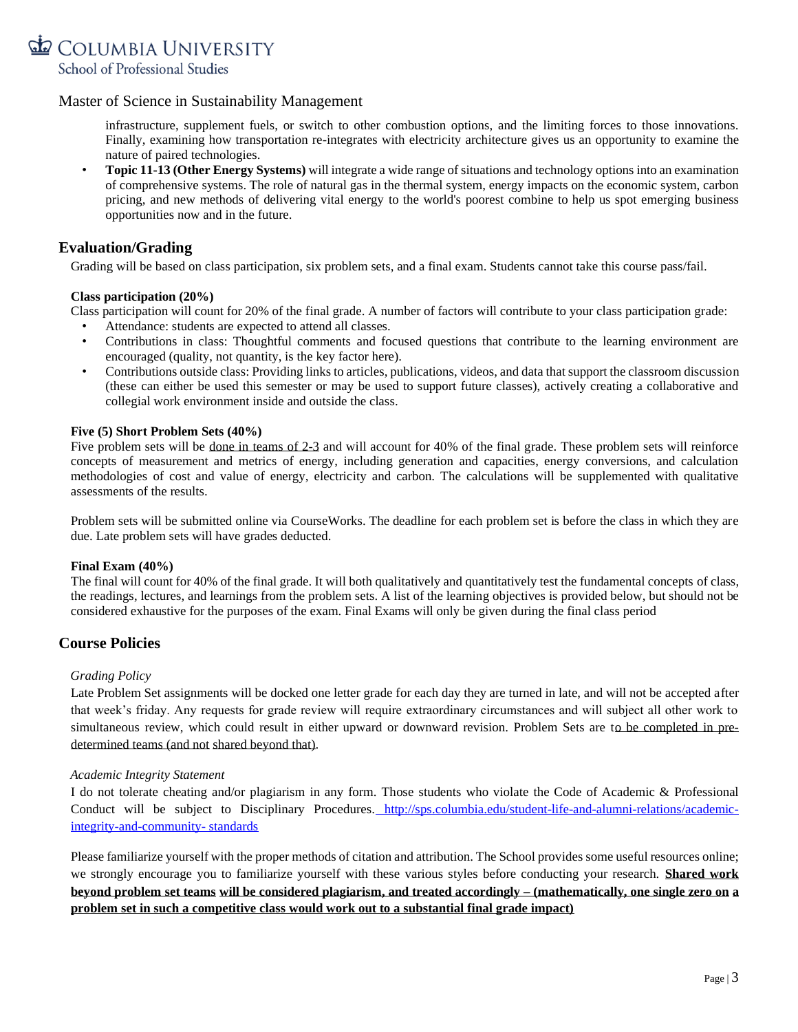infrastructure, supplement fuels, or switch to other combustion options, and the limiting forces to those innovations. Finally, examining how transportation re-integrates with electricity architecture gives us an opportunity to examine the nature of paired technologies.

- **Topic 11-13 (Other Energy Systems)** will integrate a wide range of situations and technology options into an examination of comprehensive systems. The role of natural gas in the thermal system, energy impacts on the economic system, carbon pricing, and new methods of delivering vital energy to the world's poorest combine to help us spot emerging business opportunities now and in the future.

## Evaluation/Grading

Grading will be based on class participation, six problem sets, and a final exam. Students cannot take this course pass/fail.

### Class participation (20%)

Class participation will count for 20% of the final grade. A number of factors will contribute to your class participation grade:

- Attendance: students are expected to attend all classes.
- Contributions in class: Thoughtful comments and focused questions that contribute to the learning environment are encouraged (quality, not quantity, is the key factor here).
- Contributions outside class: Providing links to articles, publications, videos, and data that support the classroom discussion (these can either be used this semester or may be used to support future classes), actively creating a collaborative and collegial work environment inside and outside the class.

### Five (5) Short Problem Sets (40%)

Five problem sets will be done in teams of 2-3 and will account for 40% of the final grade. These problem sets will reinforce concepts of measurement and metrics of energy, including generation and capacities, energy conversions, and calculation methodologies of cost and value of energy, electricity and carbon. The calculations will be supplemented with qualitative assessments of the results.

Problem sets will be submitted online via CourseWorks. The deadline for each problem set is before the class in which they are due. Late problem sets will have grades deducted.

### Final Exam (40%)

The final will count for 40% of the final grade. It will both qualitatively and quantitatively test the fundamental concepts of class, the readings, lectures, and learnings from the problem sets. A list of the learning objectives is provided below, but should not be considered exhaustive for the purposes of the exam. Final Exams will only be given during the final class period

## Course Policies

*Grading Policy*

Late Problem Set assignments will be docked one letter grade for each day they are turned in late, and will not be accepted after that week's friday. Any requests for grade review will require extraordinary circumstances and will subject all other work to simultaneous review, which could result in either upward or downward revision. Problem Sets are to be completed in pre-determined teams (and not shared beyond that).

*Academic Integrity Statement*

I do not tolerate cheating and/or plagiarism in any form. Those students who violate the Code of Academic & Professional Conduct will be subject to Disciplinary Procedures. http://sps.columbia.edu/student-life-and-alumni-relations/academic-integrity-and-community- standards

Please familiarize yourself with the proper methods of citation and attribution. The School provides some useful resources online; we strongly encourage you to familiarize yourself with these various styles before conducting your research. **Shared work beyond problem set teams will be considered plagiarism, and treated accordingly – (mathematically, one single zero on a problem set in such a competitive class would work out to a substantial final grade impact)**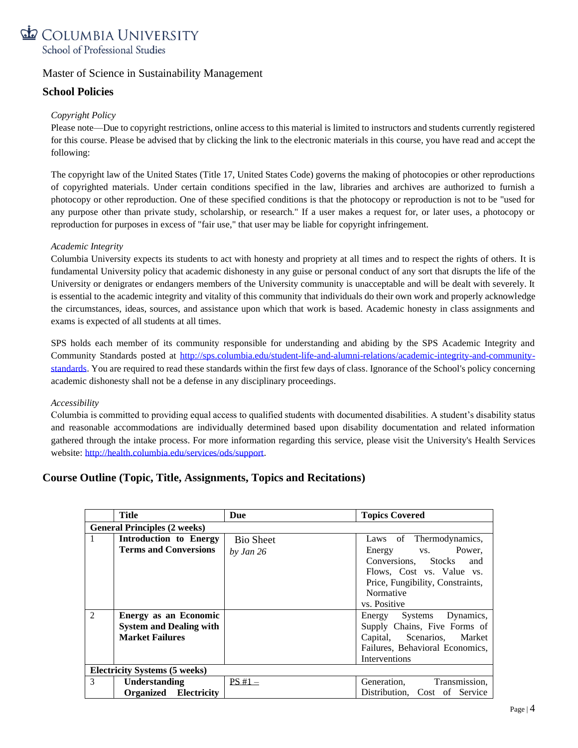Master of Science in Sustainability Management

## School Policies

*Copyright Policy*

Please note—Due to copyright restrictions, online access to this material is limited to instructors and students currently registered for this course. Please be advised that by clicking the link to the electronic materials in this course, you have read and accept the following:

The copyright law of the United States (Title 17, United States Code) governs the making of photocopies or other reproductions of copyrighted materials. Under certain conditions specified in the law, libraries and archives are authorized to furnish a photocopy or other reproduction. One of these specified conditions is that the photocopy or reproduction is not to be "used for any purpose other than private study, scholarship, or research." If a user makes a request for, or later uses, a photocopy or reproduction for purposes in excess of "fair use," that user may be liable for copyright infringement.

*Academic Integrity*

Columbia University expects its students to act with honesty and propriety at all times and to respect the rights of others. It is fundamental University policy that academic dishonesty in any guise or personal conduct of any sort that disrupts the life of the University or denigrates or endangers members of the University community is unacceptable and will be dealt with severely. It is essential to the academic integrity and vitality of this community that individuals do their own work and properly acknowledge the circumstances, ideas, sources, and assistance upon which that work is based. Academic honesty in class assignments and exams is expected of all students at all times.

SPS holds each member of its community responsible for understanding and abiding by the SPS Academic Integrity and Community Standards posted at [http://sps.columbia.edu/student-life-and-alumni-relations/academic-integrity-and-community-standards](http://sps.columbia.edu/student-life-and-alumni-relations/academic-integrity-and-community-standards). You are required to read these standards within the first few days of class. Ignorance of the School's policy concerning academic dishonesty shall not be a defense in any disciplinary proceedings.

*Accessibility*

Columbia is committed to providing equal access to qualified students with documented disabilities. A student's disability status and reasonable accommodations are individually determined based upon disability documentation and related information gathered through the intake process. For more information regarding this service, please visit the University's Health Services website: [http://health.columbia.edu/services/ods/support](http://health.columbia.edu/services/ods/support).

## Course Outline (Topic, Title, Assignments, Topics and Recitations)

| | Title | Due | Topics Covered |
|---|---|---|---|
| **General Principles (2 weeks)** | | | |
| 1 | **Introduction to Energy Terms and Conversions** | Bio Sheet *by Jan 26* | Laws of Thermodynamics, Energy vs. Power, Conversions, Stocks and Flows, Cost vs. Value vs. Price, Fungibility, Constraints, Normative vs. Positive |
| 2 | **Energy as an Economic System and Dealing with Market Failures** | | Energy Systems Dynamics, Supply Chains, Five Forms of Capital, Scenarios, Market Failures, Behavioral Economics, Interventions |
| **Electricity Systems (5 weeks)** | | | |
| 3 | **Understanding Organized Electricity** | PS #1 – | Generation, Transmission, Distribution, Cost of Service |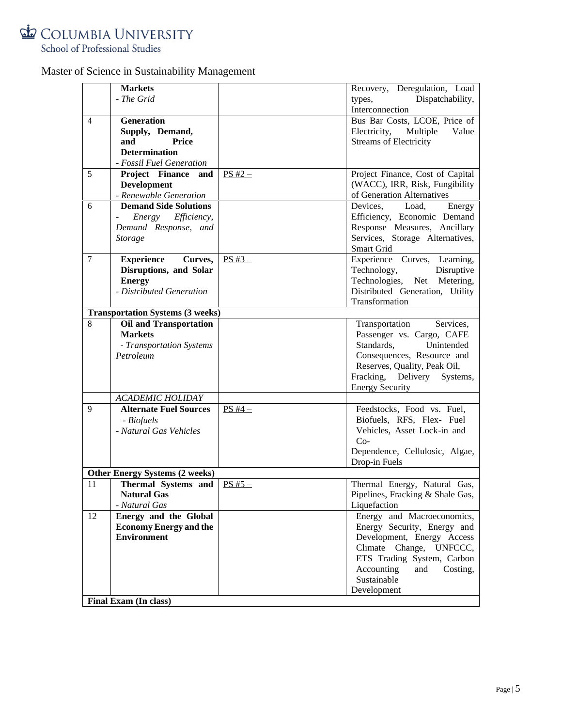Master of Science in Sustainability Management

| | | | |
|---|---|---|---|
| | **Markets**<br>*- The Grid* | | Recovery, Deregulation, Load types, Dispatchability, Interconnection |
| 4 | **Generation Supply, Demand, and Price Determination**<br>*- Fossil Fuel Generation* | | Bus Bar Costs, LCOE, Price of Electricity, Multiple Value Streams of Electricity |
| 5 | **Project Finance and Development**<br>*- Renewable Generation* | PS #2 – | Project Finance, Cost of Capital (WACC), IRR, Risk, Fungibility of Generation Alternatives |
| 6 | **Demand Side Solutions**<br>*- Energy Efficiency, Demand Response, and Storage* | | Devices, Load, Energy Efficiency, Economic Demand Response Measures, Ancillary Services, Storage Alternatives, Smart Grid |
| 7 | **Experience Curves, Disruptions, and Solar Energy**<br>*- Distributed Generation* | PS #3 – | Experience Curves, Learning, Technology, Disruptive Technologies, Net Metering, Distributed Generation, Utility Transformation |
| **Transportation Systems (3 weeks)** | | | |
| 8 | **Oil and Transportation Markets**<br>*- Transportation Systems Petroleum* | | Transportation Services, Passenger vs. Cargo, CAFE Standards, Unintended Consequences, Resource and Reserves, Quality, Peak Oil, Fracking, Delivery Systems, Energy Security |
| | *ACADEMIC HOLIDAY* | | |
| 9 | **Alternate Fuel Sources**<br>*- Biofuels*<br>*- Natural Gas Vehicles* | PS #4 – | Feedstocks, Food vs. Fuel, Biofuels, RFS, Flex- Fuel Vehicles, Asset Lock-in and Co-Dependence, Cellulosic, Algae, Drop-in Fuels |
| **Other Energy Systems (2 weeks)** | | | |
| 11 | **Thermal Systems and Natural Gas**<br>*- Natural Gas* | PS #5 – | Thermal Energy, Natural Gas, Pipelines, Fracking & Shale Gas, Liquefaction |
| 12 | **Energy and the Global Economy Energy and the Environment** | | Energy and Macroeconomics, Energy Security, Energy and Development, Energy Access Climate Change, UNFCCC, ETS Trading System, Carbon Accounting and Costing, Sustainable Development |
| **Final Exam (In class)** | | | |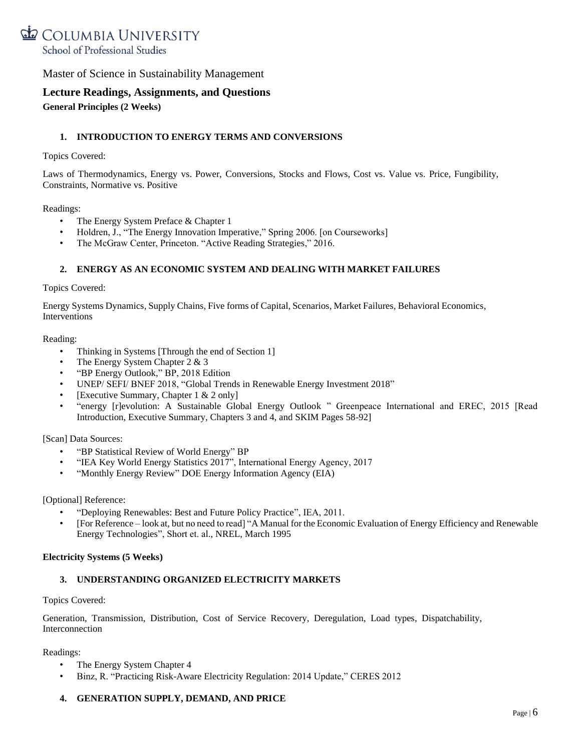Master of Science in Sustainability Management

## Lecture Readings, Assignments, and Questions

**General Principles (2 Weeks)**

### 1. INTRODUCTION TO ENERGY TERMS AND CONVERSIONS

Topics Covered:

Laws of Thermodynamics, Energy vs. Power, Conversions, Stocks and Flows, Cost vs. Value vs. Price, Fungibility, Constraints, Normative vs. Positive

Readings:

- The Energy System Preface & Chapter 1
- Holdren, J., "The Energy Innovation Imperative," Spring 2006. [on Courseworks]
- The McGraw Center, Princeton. "Active Reading Strategies," 2016.

### 2. ENERGY AS AN ECONOMIC SYSTEM AND DEALING WITH MARKET FAILURES

Topics Covered:

Energy Systems Dynamics, Supply Chains, Five forms of Capital, Scenarios, Market Failures, Behavioral Economics, Interventions

Reading:

- Thinking in Systems [Through the end of Section 1]
- The Energy System Chapter 2 & 3
- "BP Energy Outlook," BP, 2018 Edition
- UNEP/ SEFI/ BNEF 2018, "Global Trends in Renewable Energy Investment 2018"
- [Executive Summary, Chapter 1 & 2 only]
- "energy [r]evolution: A Sustainable Global Energy Outlook " Greenpeace International and EREC, 2015 [Read Introduction, Executive Summary, Chapters 3 and 4, and SKIM Pages 58-92]

[Scan] Data Sources:

- "BP Statistical Review of World Energy" BP
- "IEA Key World Energy Statistics 2017", International Energy Agency, 2017
- "Monthly Energy Review" DOE Energy Information Agency (EIA)

[Optional] Reference:

- "Deploying Renewables: Best and Future Policy Practice", IEA, 2011.
- [For Reference – look at, but no need to read] "A Manual for the Economic Evaluation of Energy Efficiency and Renewable Energy Technologies", Short et. al., NREL, March 1995

**Electricity Systems (5 Weeks)**

### 3. UNDERSTANDING ORGANIZED ELECTRICITY MARKETS

Topics Covered:

Generation, Transmission, Distribution, Cost of Service Recovery, Deregulation, Load types, Dispatchability, Interconnection

Readings:

- The Energy System Chapter 4
- Binz, R. "Practicing Risk-Aware Electricity Regulation: 2014 Update," CERES 2012

### 4. GENERATION SUPPLY, DEMAND, AND PRICE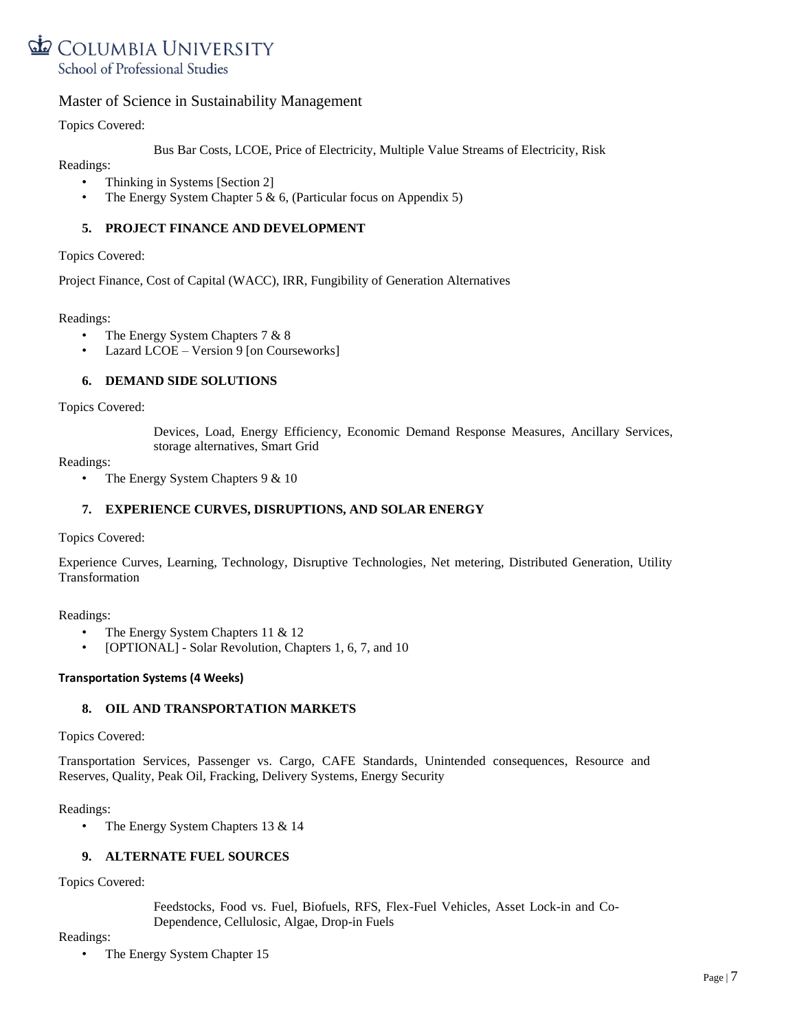Topics Covered:

Bus Bar Costs, LCOE, Price of Electricity, Multiple Value Streams of Electricity, Risk

Readings:

- Thinking in Systems [Section 2]
- The Energy System Chapter 5 & 6, (Particular focus on Appendix 5)

### 5. PROJECT FINANCE AND DEVELOPMENT

Topics Covered:

Project Finance, Cost of Capital (WACC), IRR, Fungibility of Generation Alternatives

Readings:

- The Energy System Chapters 7 & 8
- Lazard LCOE – Version 9 [on Courseworks]

### 6. DEMAND SIDE SOLUTIONS

Topics Covered:

Devices, Load, Energy Efficiency, Economic Demand Response Measures, Ancillary Services, storage alternatives, Smart Grid

Readings:

- The Energy System Chapters 9 & 10

### 7. EXPERIENCE CURVES, DISRUPTIONS, AND SOLAR ENERGY

Topics Covered:

Experience Curves, Learning, Technology, Disruptive Technologies, Net metering, Distributed Generation, Utility Transformation

Readings:

- The Energy System Chapters 11 & 12
- [OPTIONAL] - Solar Revolution, Chapters 1, 6, 7, and 10

## Transportation Systems (4 Weeks)

### 8. OIL AND TRANSPORTATION MARKETS

Topics Covered:

Transportation Services, Passenger vs. Cargo, CAFE Standards, Unintended consequences, Resource and Reserves, Quality, Peak Oil, Fracking, Delivery Systems, Energy Security

Readings:

- The Energy System Chapters 13 & 14

### 9. ALTERNATE FUEL SOURCES

Topics Covered:

Feedstocks, Food vs. Fuel, Biofuels, RFS, Flex-Fuel Vehicles, Asset Lock-in and Co-Dependence, Cellulosic, Algae, Drop-in Fuels

Readings:

- The Energy System Chapter 15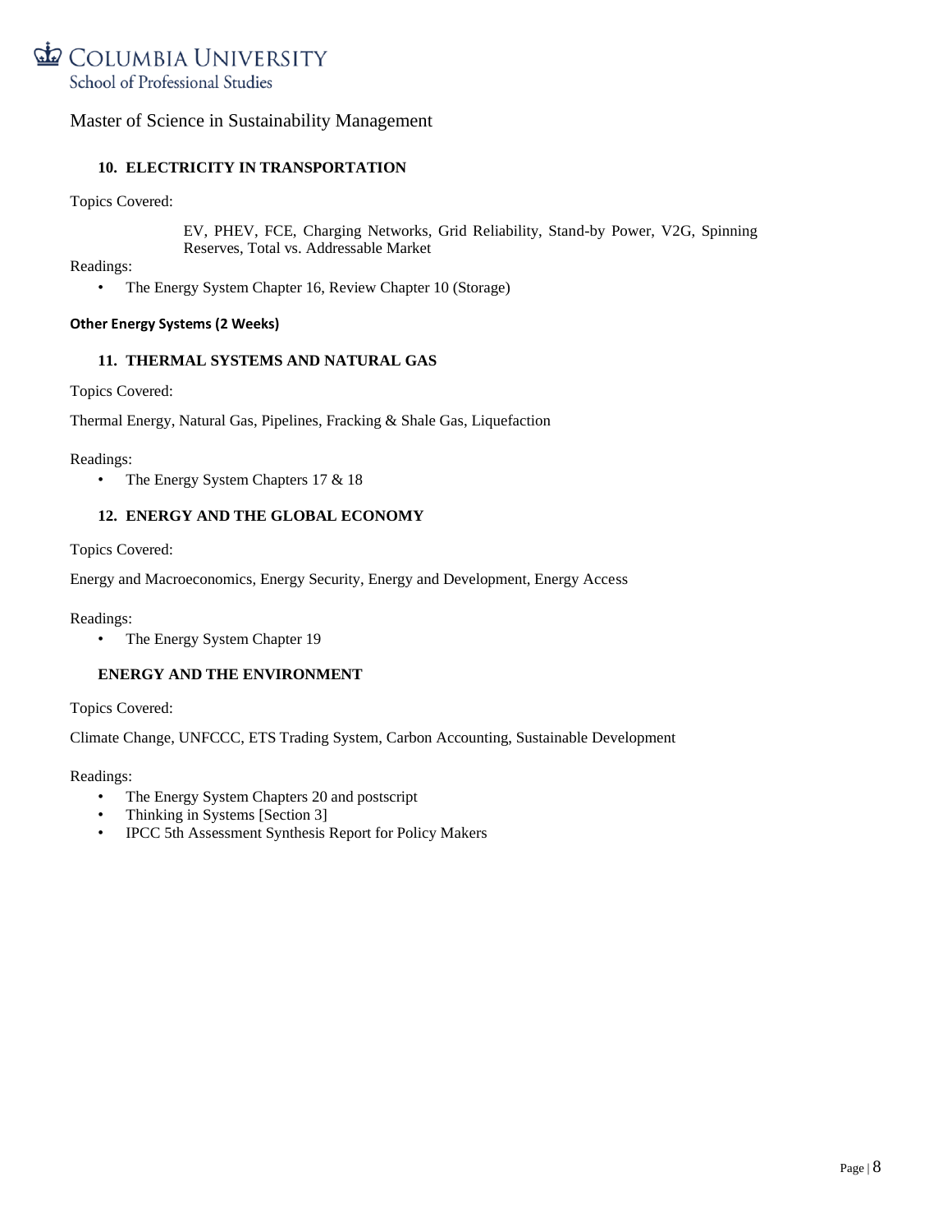Master of Science in Sustainability Management

### 10. ELECTRICITY IN TRANSPORTATION

Topics Covered:

EV, PHEV, FCE, Charging Networks, Grid Reliability, Stand-by Power, V2G, Spinning Reserves, Total vs. Addressable Market

Readings:

- The Energy System Chapter 16, Review Chapter 10 (Storage)

**Other Energy Systems (2 Weeks)**

### 11. THERMAL SYSTEMS AND NATURAL GAS

Topics Covered:

Thermal Energy, Natural Gas, Pipelines, Fracking & Shale Gas, Liquefaction

Readings:

- The Energy System Chapters 17 & 18

### 12. ENERGY AND THE GLOBAL ECONOMY

Topics Covered:

Energy and Macroeconomics, Energy Security, Energy and Development, Energy Access

Readings:

- The Energy System Chapter 19

### ENERGY AND THE ENVIRONMENT

Topics Covered:

Climate Change, UNFCCC, ETS Trading System, Carbon Accounting, Sustainable Development

Readings:

- The Energy System Chapters 20 and postscript
- Thinking in Systems [Section 3]
- IPCC 5th Assessment Synthesis Report for Policy Makers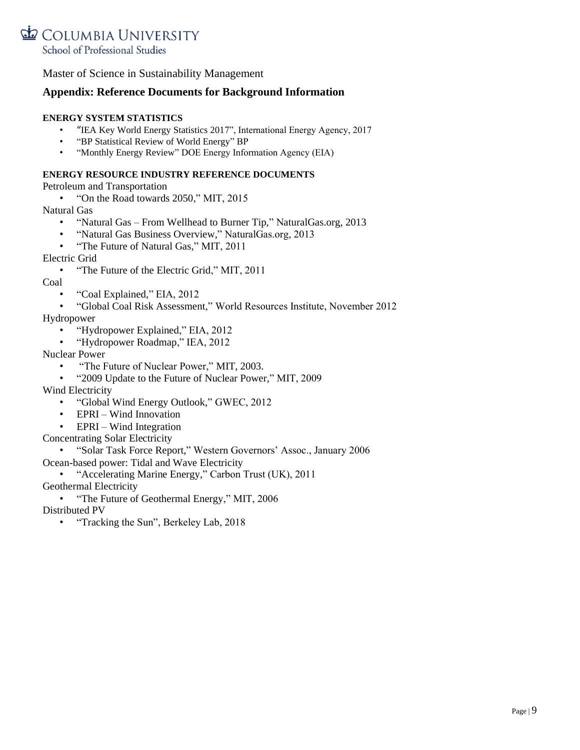Master of Science in Sustainability Management

## Appendix: Reference Documents for Background Information

### ENERGY SYSTEM STATISTICS

- "IEA Key World Energy Statistics 2017", International Energy Agency, 2017
- "BP Statistical Review of World Energy" BP
- "Monthly Energy Review" DOE Energy Information Agency (EIA)

### ENERGY RESOURCE INDUSTRY REFERENCE DOCUMENTS

Petroleum and Transportation

- "On the Road towards 2050," MIT, 2015

Natural Gas

- "Natural Gas – From Wellhead to Burner Tip," NaturalGas.org, 2013
- "Natural Gas Business Overview," NaturalGas.org, 2013
- "The Future of Natural Gas," MIT, 2011

Electric Grid

- "The Future of the Electric Grid," MIT, 2011

Coal

- "Coal Explained," EIA, 2012
- "Global Coal Risk Assessment," World Resources Institute, November 2012

Hydropower

- "Hydropower Explained," EIA, 2012
- "Hydropower Roadmap," IEA, 2012

Nuclear Power

- "The Future of Nuclear Power," MIT, 2003.
- "2009 Update to the Future of Nuclear Power," MIT, 2009

Wind Electricity

- "Global Wind Energy Outlook," GWEC, 2012
- EPRI – Wind Innovation
- EPRI – Wind Integration

Concentrating Solar Electricity

- "Solar Task Force Report," Western Governors' Assoc., January 2006

Ocean-based power: Tidal and Wave Electricity

- "Accelerating Marine Energy," Carbon Trust (UK), 2011

Geothermal Electricity

- "The Future of Geothermal Energy," MIT, 2006

Distributed PV

- "Tracking the Sun", Berkeley Lab, 2018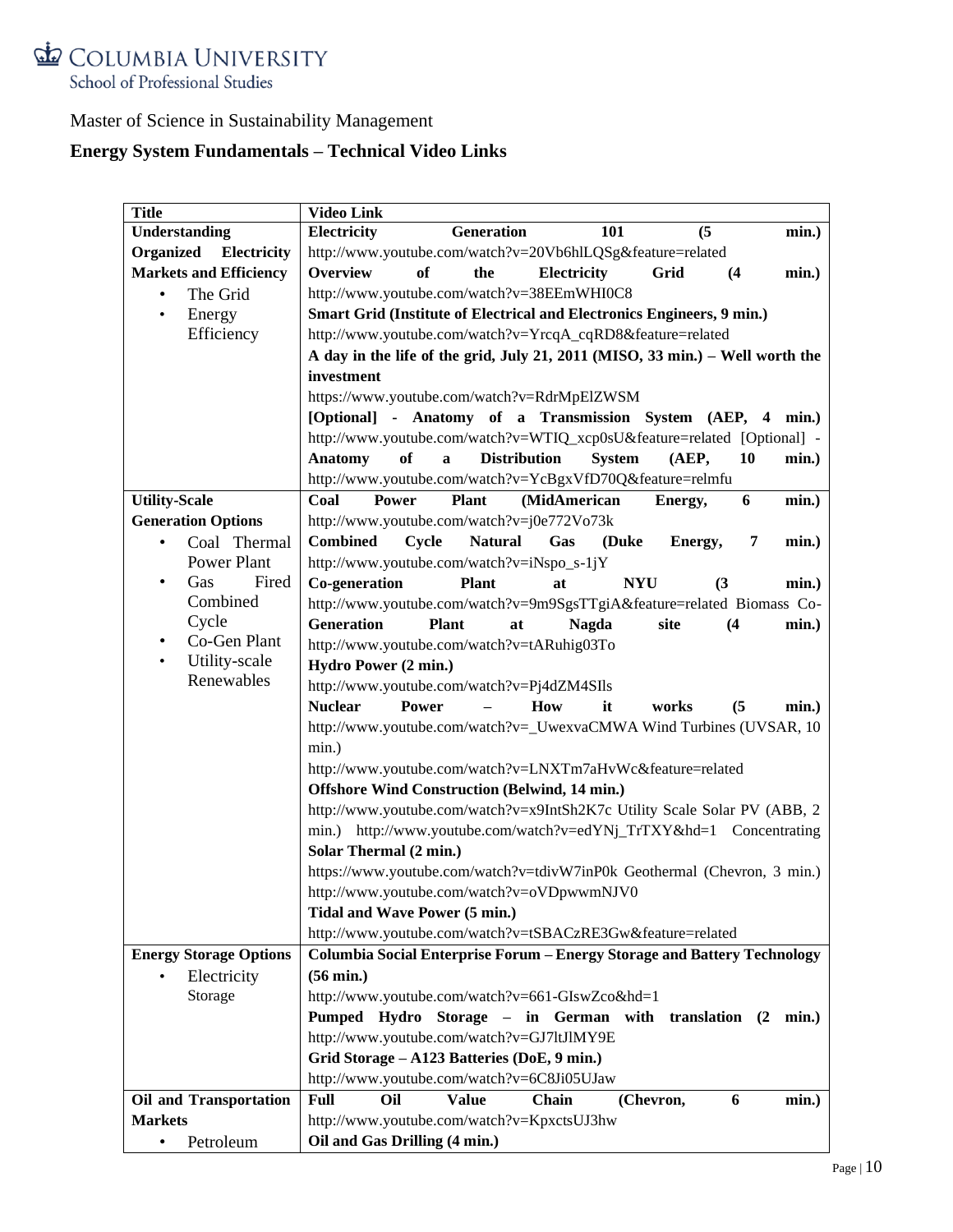Columbia University School of Professional Studies

Master of Science in Sustainability Management

## Energy System Fundamentals – Technical Video Links

| Title | Video Link |
|---|---|
| **Understanding Organized Electricity Markets and Efficiency**<br>• The Grid<br>• Energy Efficiency | **Electricity Generation 101 (5 min.)**<br>http://www.youtube.com/watch?v=20Vb6hlLQSg&feature=related<br>**Overview of the Electricity Grid (4 min.)**<br>http://www.youtube.com/watch?v=38EEmWHI0C8<br>**Smart Grid (Institute of Electrical and Electronics Engineers, 9 min.)**<br>http://www.youtube.com/watch?v=YrcqA_cqRD8&feature=related<br>**A day in the life of the grid, July 21, 2011 (MISO, 33 min.) – Well worth the investment**<br>https://www.youtube.com/watch?v=RdrMpElZWSM<br>**[Optional] - Anatomy of a Transmission System (AEP, 4 min.)**<br>http://www.youtube.com/watch?v=WTIQ_xcp0sU&feature=related [Optional] - **Anatomy of a Distribution System (AEP, 10 min.)**<br>http://www.youtube.com/watch?v=YcBgxVfD70Q&feature=relmfu |
| **Utility-Scale Generation Options**<br>• Coal Thermal Power Plant<br>• Gas Fired Combined Cycle<br>• Co-Gen Plant<br>• Utility-scale Renewables | **Coal Power Plant (MidAmerican Energy, 6 min.)**<br>http://www.youtube.com/watch?v=j0e772Vo73k<br>**Combined Cycle Natural Gas (Duke Energy, 7 min.)**<br>http://www.youtube.com/watch?v=iNspo_s-1jY<br>**Co-generation Plant at NYU (3 min.)**<br>http://www.youtube.com/watch?v=9m9SgsTTgiA&feature=related Biomass Co-**Generation Plant at Nagda site (4 min.)**<br>http://www.youtube.com/watch?v=tARuhig03To<br>**Hydro Power (2 min.)**<br>http://www.youtube.com/watch?v=Pj4dZM4SIls<br>**Nuclear Power – How it works (5 min.)**<br>http://www.youtube.com/watch?v=_UwexvaCMWA Wind Turbines (UVSAR, 10 min.)<br>http://www.youtube.com/watch?v=LNXTm7aHvWc&feature=related<br>**Offshore Wind Construction (Belwind, 14 min.)**<br>http://www.youtube.com/watch?v=x9IntSh2K7c Utility Scale Solar PV (ABB, 2 min.) http://www.youtube.com/watch?v=edYNj_TrTXY&hd=1 Concentrating **Solar Thermal (2 min.)**<br>https://www.youtube.com/watch?v=tdivW7inP0k Geothermal (Chevron, 3 min.)<br>http://www.youtube.com/watch?v=oVDpwwmNJV0<br>**Tidal and Wave Power (5 min.)**<br>http://www.youtube.com/watch?v=tSBACzRE3Gw&feature=related |
| **Energy Storage Options**<br>• Electricity Storage | **Columbia Social Enterprise Forum – Energy Storage and Battery Technology (56 min.)**<br>http://www.youtube.com/watch?v=661-GIswZco&hd=1<br>**Pumped Hydro Storage – in German with translation (2 min.)**<br>http://www.youtube.com/watch?v=GJ7ltJlMY9E<br>**Grid Storage – A123 Batteries (DoE, 9 min.)**<br>http://www.youtube.com/watch?v=6C8Ji05UJaw |
| **Oil and Transportation Markets**<br>• Petroleum | **Full Oil Value Chain (Chevron, 6 min.)**<br>http://www.youtube.com/watch?v=KpxctsUJ3hw<br>**Oil and Gas Drilling (4 min.)** |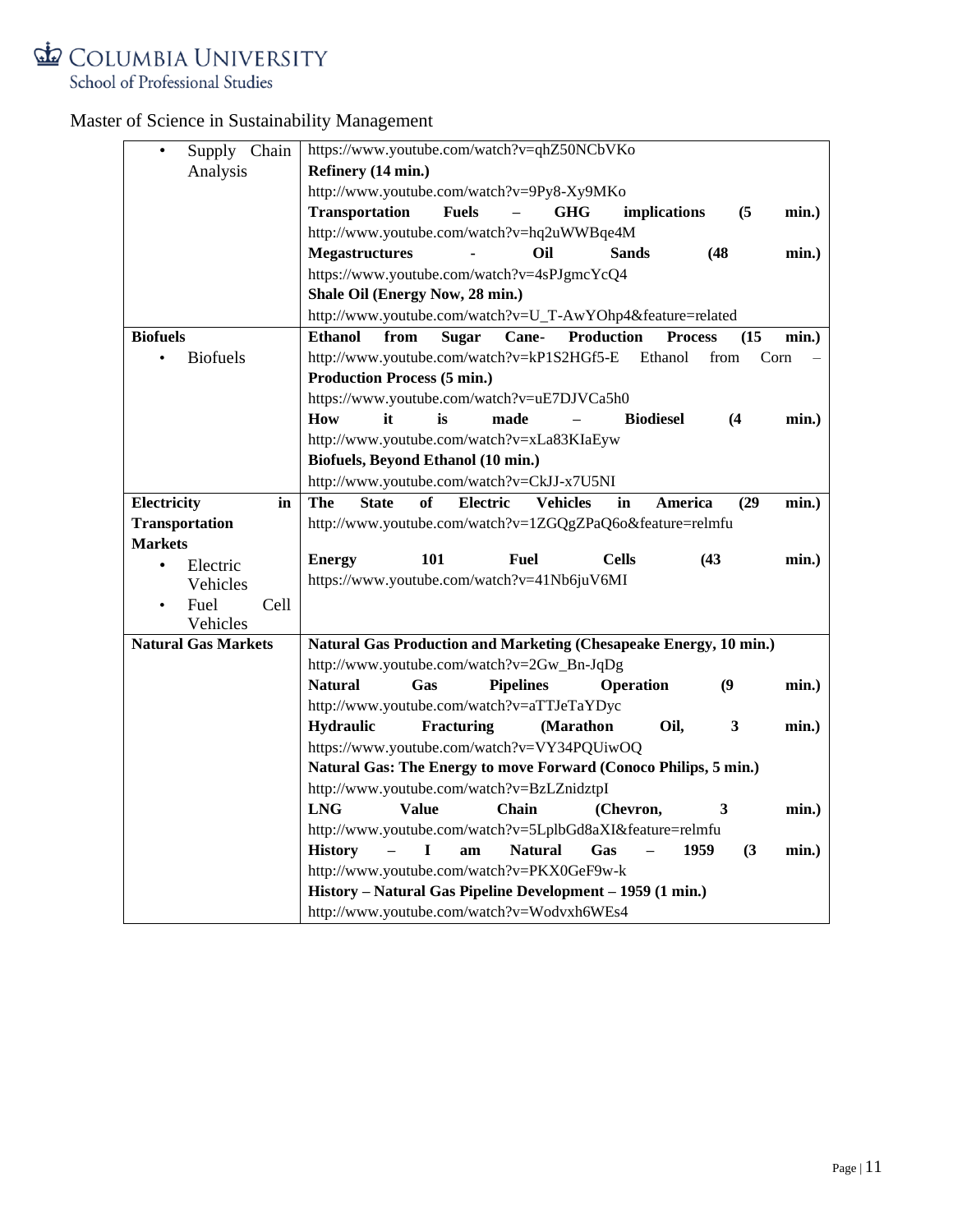Master of Science in Sustainability Management

| | |
|---|---|
| • Supply Chain Analysis | https://www.youtube.com/watch?v=qhZ50NCbVKo<br>**Refinery (14 min.)**<br>http://www.youtube.com/watch?v=9Py8-Xy9MKo<br>**Transportation Fuels – GHG implications (5 min.)**<br>http://www.youtube.com/watch?v=hq2uWWBqe4M<br>**Megastructures - Oil Sands (48 min.)**<br>https://www.youtube.com/watch?v=4sPJgmcYcQ4<br>**Shale Oil (Energy Now, 28 min.)**<br>http://www.youtube.com/watch?v=U_T-AwYOhp4&feature=related |
| **Biofuels**<br>• Biofuels | **Ethanol from Sugar Cane- Production Process (15 min.)**<br>http://www.youtube.com/watch?v=kP1S2HGf5-E Ethanol from Corn – **Production Process (5 min.)**<br>https://www.youtube.com/watch?v=uE7DJVCa5h0<br>**How it is made – Biodiesel (4 min.)**<br>http://www.youtube.com/watch?v=xLa83KIaEyw<br>**Biofuels, Beyond Ethanol (10 min.)**<br>http://www.youtube.com/watch?v=CkJJ-x7U5NI |
| **Electricity in Transportation Markets**<br>• Electric Vehicles<br>• Fuel Cell Vehicles | **The State of Electric Vehicles in America (29 min.)**<br>http://www.youtube.com/watch?v=1ZGQgZPaQ6o&feature=relmfu<br><br>**Energy 101 Fuel Cells (43 min.)**<br>https://www.youtube.com/watch?v=41Nb6juV6MI |
| **Natural Gas Markets** | **Natural Gas Production and Marketing (Chesapeake Energy, 10 min.)**<br>http://www.youtube.com/watch?v=2Gw_Bn-JqDg<br>**Natural Gas Pipelines Operation (9 min.)**<br>http://www.youtube.com/watch?v=aTTJeTaYDyc<br>**Hydraulic Fracturing (Marathon Oil, 3 min.)**<br>https://www.youtube.com/watch?v=VY34PQUiwOQ<br>**Natural Gas: The Energy to move Forward (Conoco Philips, 5 min.)**<br>http://www.youtube.com/watch?v=BzLZnidztpI<br>**LNG Value Chain (Chevron, 3 min.)**<br>http://www.youtube.com/watch?v=5LplbGd8aXI&feature=relmfu<br>**History – I am Natural Gas – 1959 (3 min.)**<br>http://www.youtube.com/watch?v=PKX0GeF9w-k<br>**History – Natural Gas Pipeline Development – 1959 (1 min.)**<br>http://www.youtube.com/watch?v=Wodvxh6WEs4 |